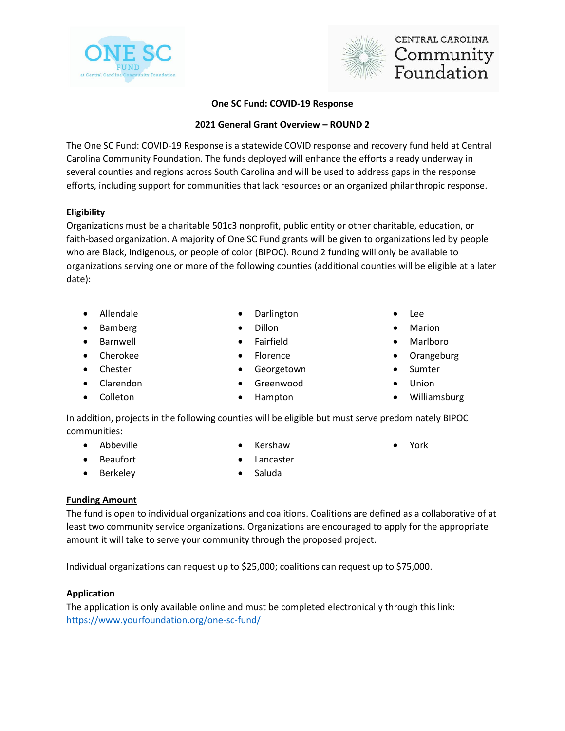**One SC Fund: COVID-19 Response**

**2021 General Grant Overview – ROUND 2**

The One SC Fund: COVID-19 Response is a statewide COVID response and recovery fund held at Central Carolina Community Foundation. The funds deployed will enhance the efforts already underway in several counties and regions across South Carolina and will be used to address gaps in the response efforts, including support for communities that lack resources or an organized philanthropic response.

**Eligibility**

Organizations must be a charitable 501c3 nonprofit, public entity or other charitable, education, or faith-based organization. A majority of One SC Fund grants will be given to organizations led by people who are Black, Indigenous, or people of color (BIPOC). Round 2 funding will only be available to organizations serving one or more of the following counties (additional counties will be eligible at a later date):

- Allendale
- Bamberg
- Barnwell
- Cherokee
- Chester
- Clarendon
- Colleton
- Darlington
- Dillon
- Fairfield
- Florence
- Georgetown
- Greenwood
- Hampton
- Lee
- Marion
- Marlboro
- Orangeburg
- Sumter
- Union
- Williamsburg

In addition, projects in the following counties will be eligible but must serve predominately BIPOC communities:

- Abbeville
- Beaufort
- Berkeley
- Kershaw
- Lancaster
- Saluda
- York

**Funding Amount**

The fund is open to individual organizations and coalitions. Coalitions are defined as a collaborative of at least two community service organizations. Organizations are encouraged to apply for the appropriate amount it will take to serve your community through the proposed project.

Individual organizations can request up to $25,000; coalitions can request up to $75,000.

**Application**

The application is only available online and must be completed electronically through this link: [https://www.yourfoundation.org/one-sc-fund/](https://www.yourfoundation.org/one-sc-fund/)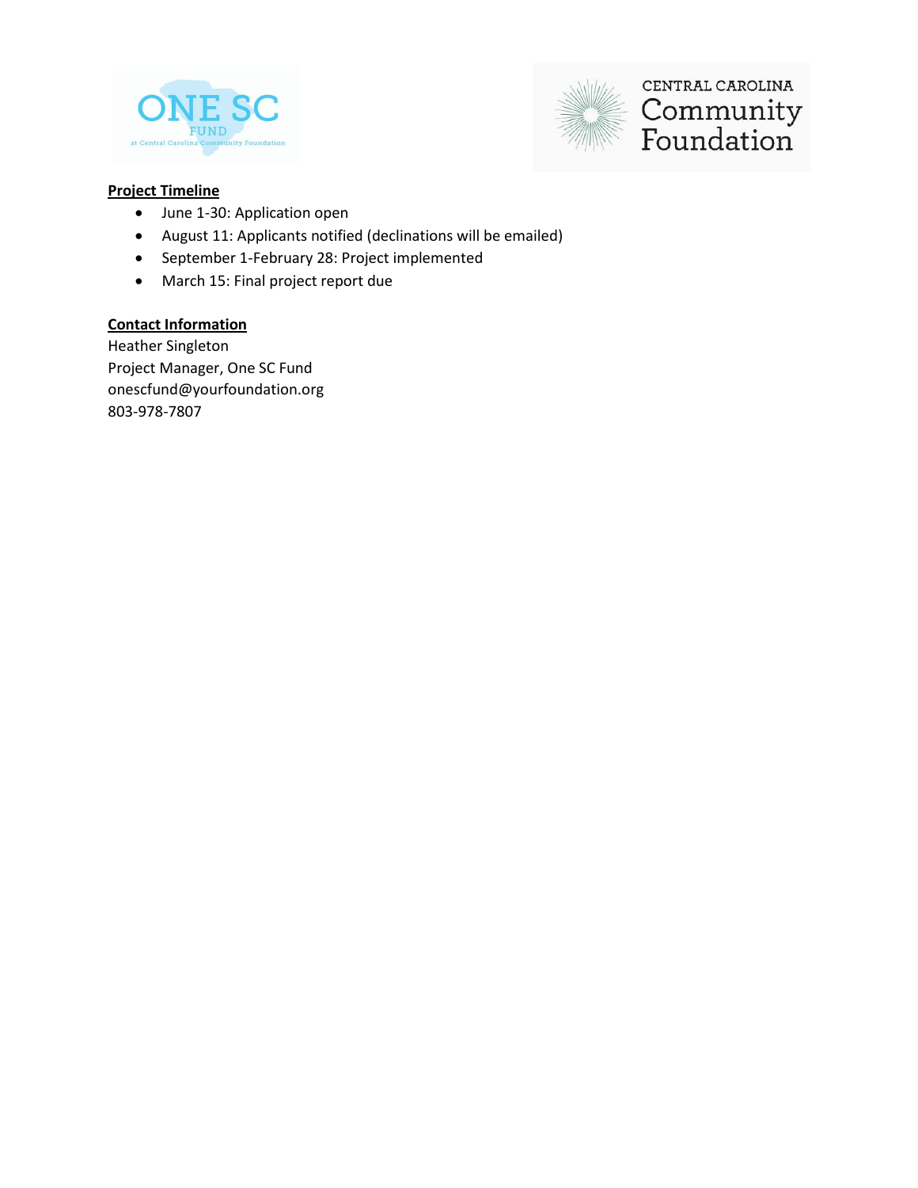**Project Timeline**

- June 1-30: Application open
- August 11: Applicants notified (declinations will be emailed)
- September 1-February 28: Project implemented
- March 15: Final project report due

**Contact Information**

Heather Singleton
Project Manager, One SC Fund
onescfund@yourfoundation.org
803-978-7807